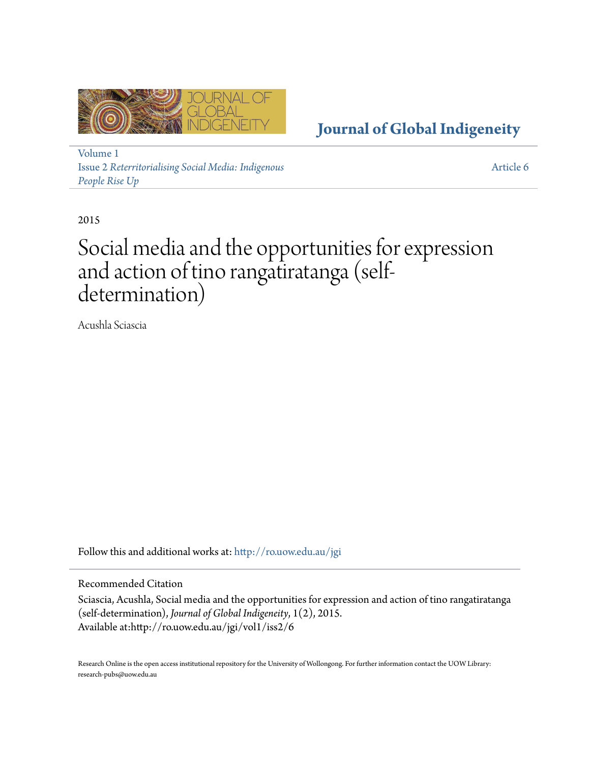# Journal of Global Indigeneity

Volume 1
Issue 2 *Reterritorialising Social Media: Indigenous People Rise Up*

Article 6

2015

# Social media and the opportunities for expression and action of tino rangatiratanga (self-determination)

Acushla Sciascia

Follow this and additional works at: http://ro.uow.edu.au/jgi

## Recommended Citation

Sciascia, Acushla, Social media and the opportunities for expression and action of tino rangatiratanga (self-determination), *Journal of Global Indigeneity*, 1(2), 2015.
Available at:http://ro.uow.edu.au/jgi/vol1/iss2/6

Research Online is the open access institutional repository for the University of Wollongong. For further information contact the UOW Library: research-pubs@uow.edu.au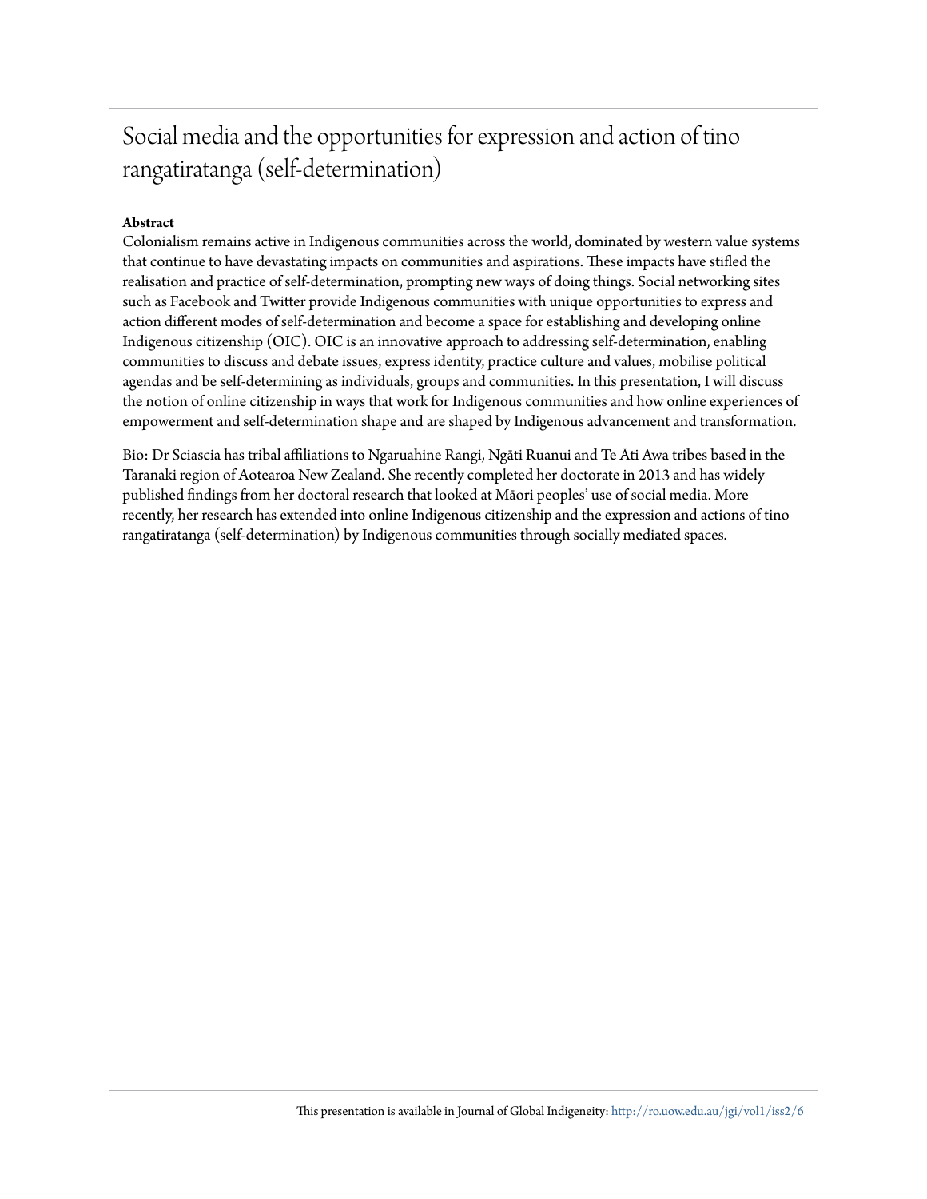# Social media and the opportunities for expression and action of tino rangatiratanga (self-determination)

**Abstract**

Colonialism remains active in Indigenous communities across the world, dominated by western value systems that continue to have devastating impacts on communities and aspirations. These impacts have stifled the realisation and practice of self-determination, prompting new ways of doing things. Social networking sites such as Facebook and Twitter provide Indigenous communities with unique opportunities to express and action different modes of self-determination and become a space for establishing and developing online Indigenous citizenship (OIC). OIC is an innovative approach to addressing self-determination, enabling communities to discuss and debate issues, express identity, practice culture and values, mobilise political agendas and be self-determining as individuals, groups and communities. In this presentation, I will discuss the notion of online citizenship in ways that work for Indigenous communities and how online experiences of empowerment and self-determination shape and are shaped by Indigenous advancement and transformation.

Bio: Dr Sciascia has tribal affiliations to Ngaruahine Rangi, Ngāti Ruanui and Te Āti Awa tribes based in the Taranaki region of Aotearoa New Zealand. She recently completed her doctorate in 2013 and has widely published findings from her doctoral research that looked at Māori peoples' use of social media. More recently, her research has extended into online Indigenous citizenship and the expression and actions of tino rangatiratanga (self-determination) by Indigenous communities through socially mediated spaces.

This presentation is available in Journal of Global Indigeneity: http://ro.uow.edu.au/jgi/vol1/iss2/6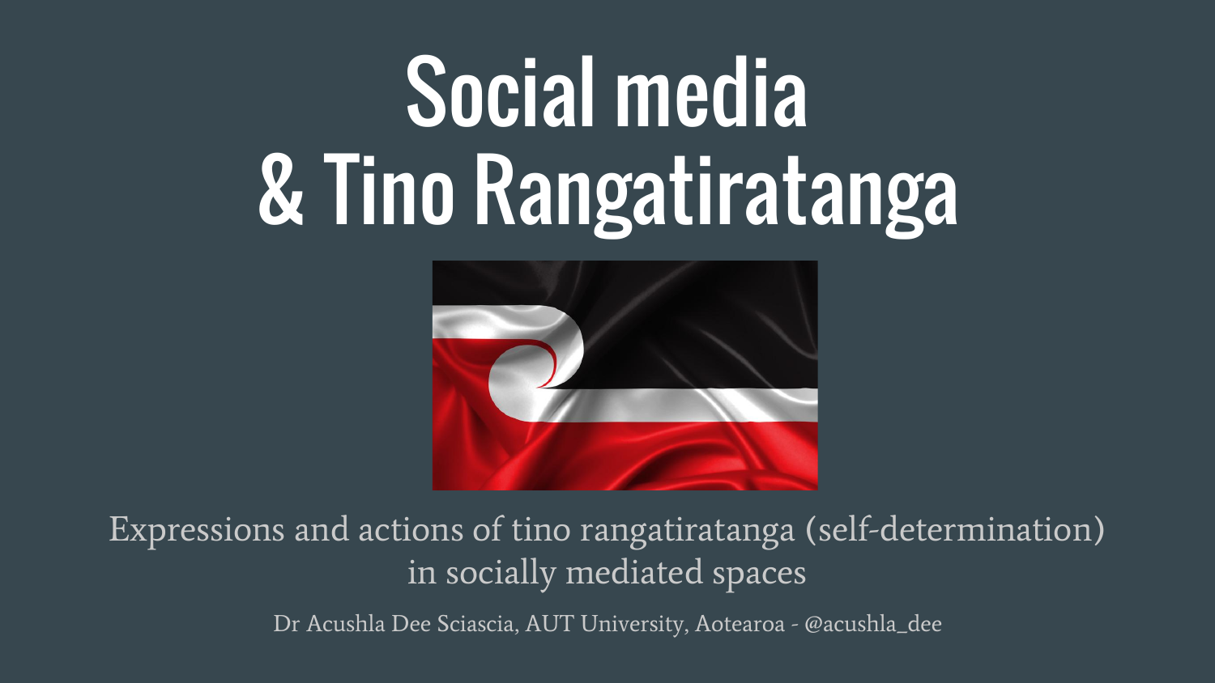# Social media & Tino Rangatiratanga

Expressions and actions of tino rangatiratanga (self-determination) in socially mediated spaces

Dr Acushla Dee Sciascia, AUT University, Aotearoa - @acushla_dee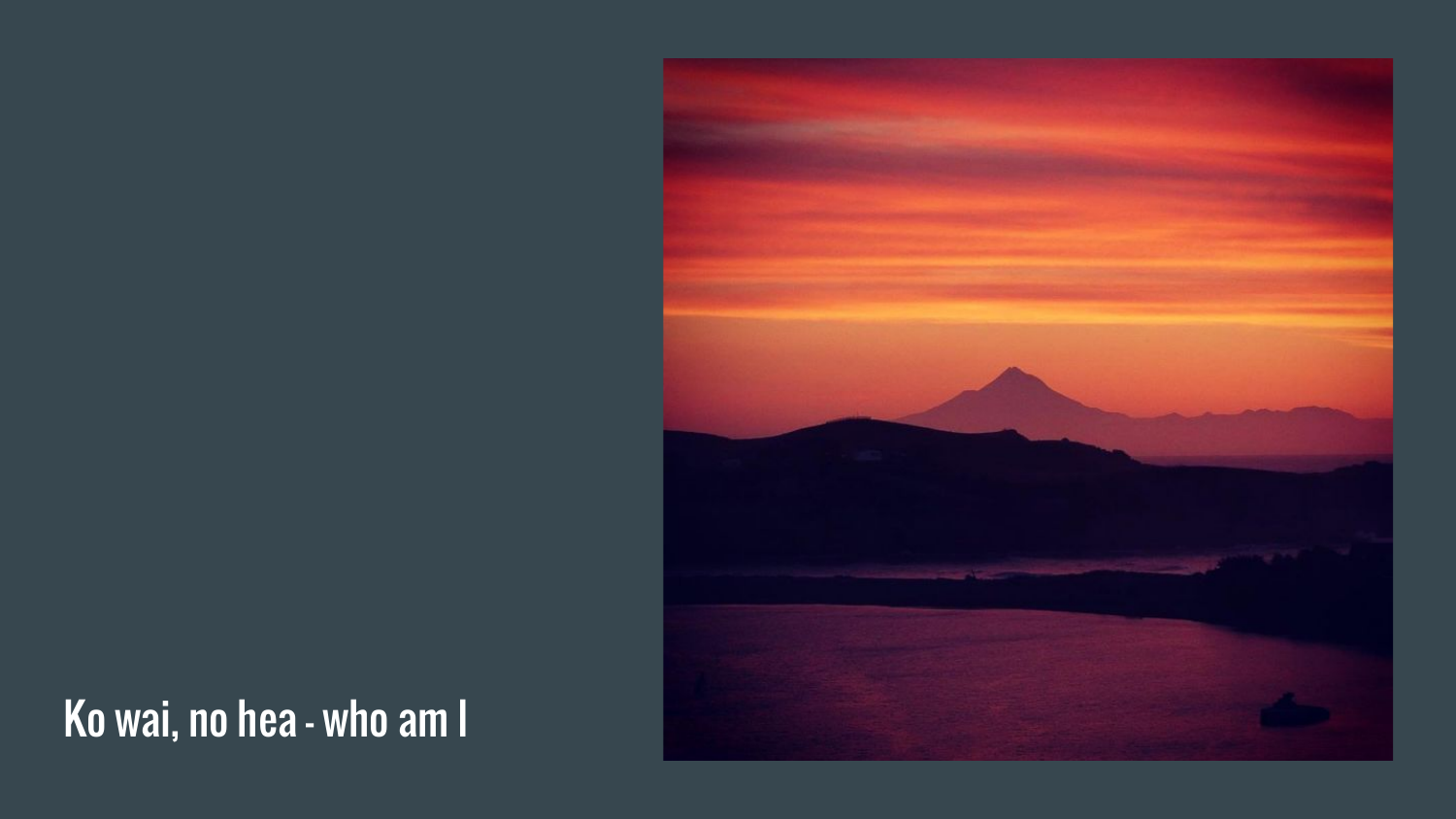Ko wai, no hea - who am I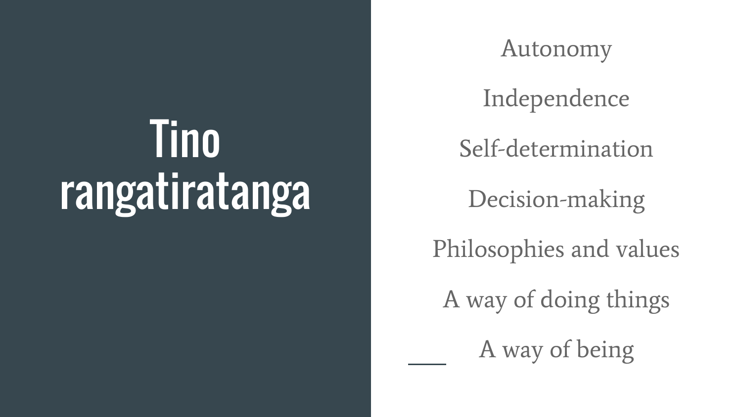# Tino rangatiratanga

Autonomy

Independence

Self-determination

Decision-making

Philosophies and values

A way of doing things

A way of being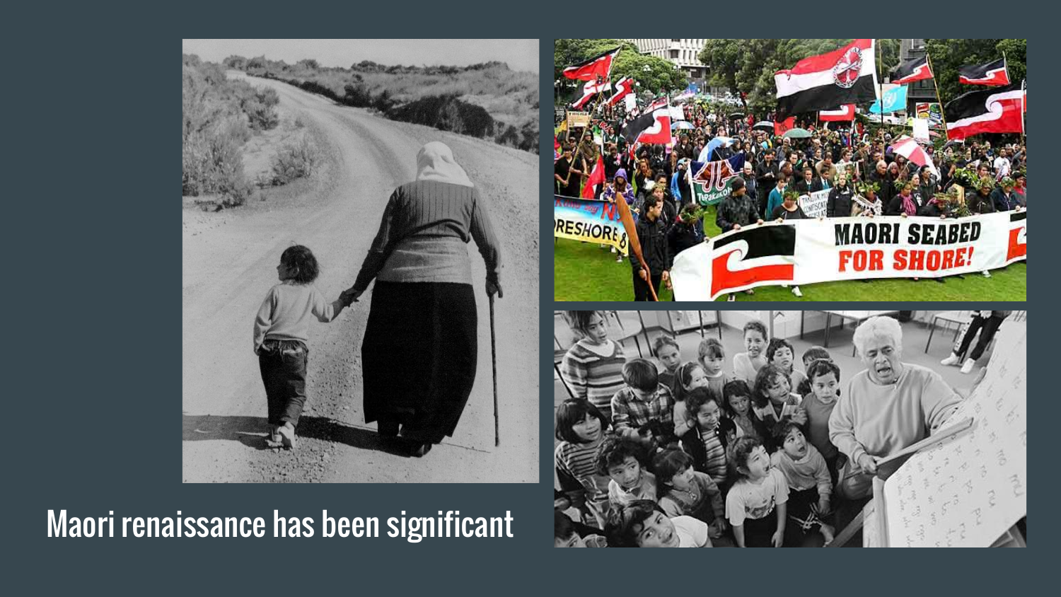Maori renaissance has been significant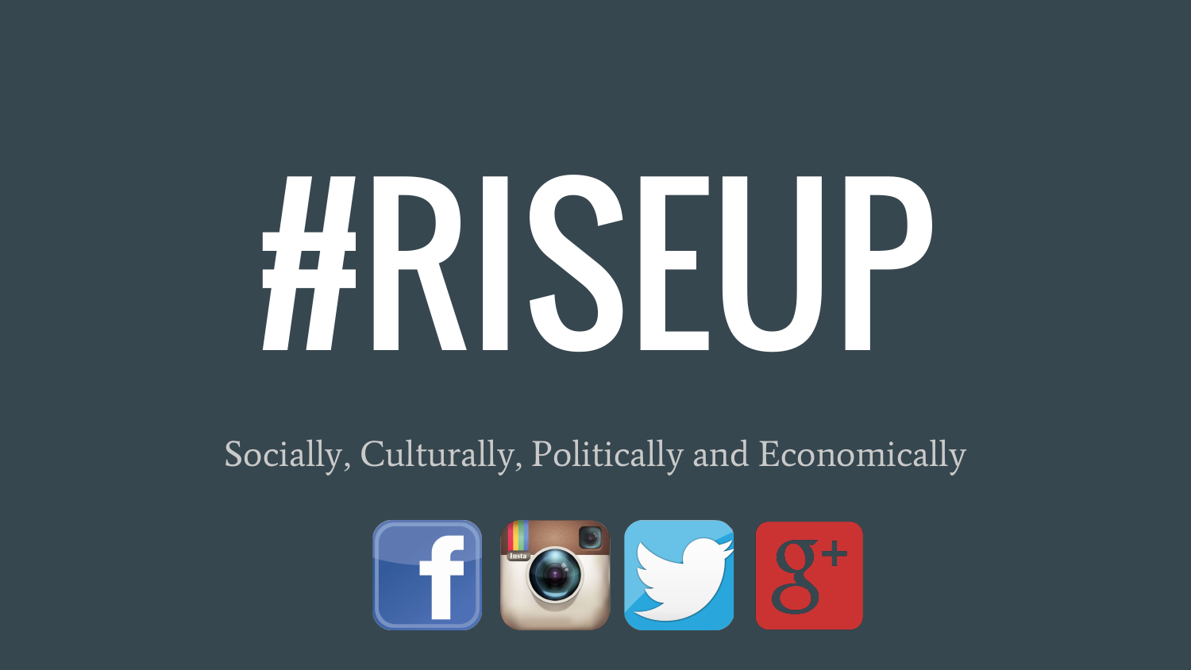# #RISEUP

Socially, Culturally, Politically and Economically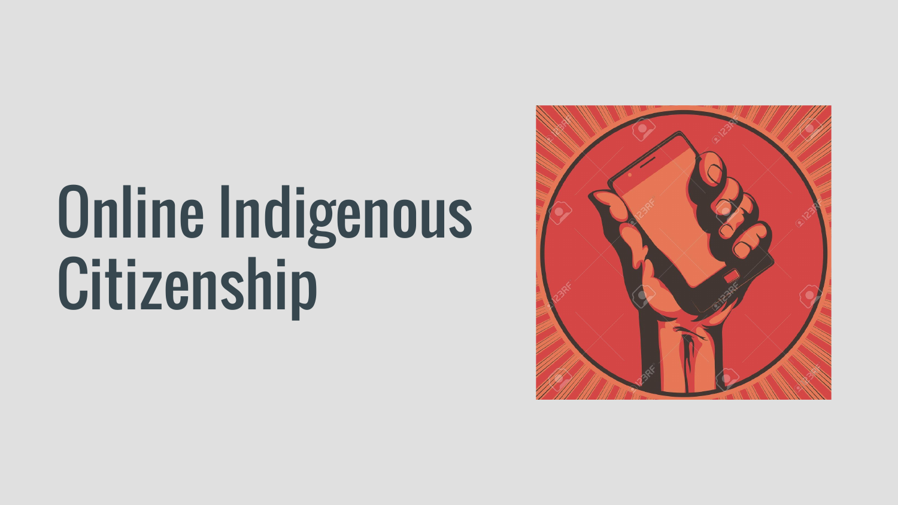# Online Indigenous Citizenship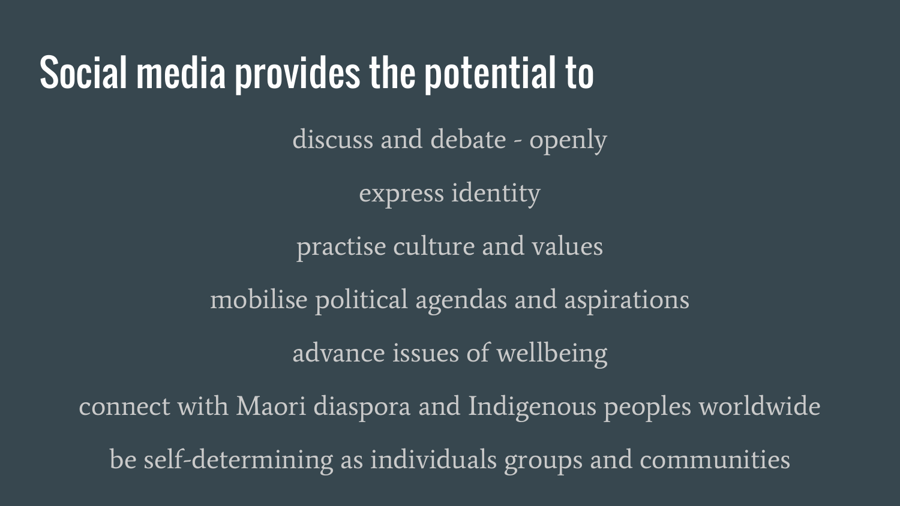# Social media provides the potential to

discuss and debate - openly

express identity

practise culture and values

mobilise political agendas and aspirations

advance issues of wellbeing

connect with Maori diaspora and Indigenous peoples worldwide

be self-determining as individuals groups and communities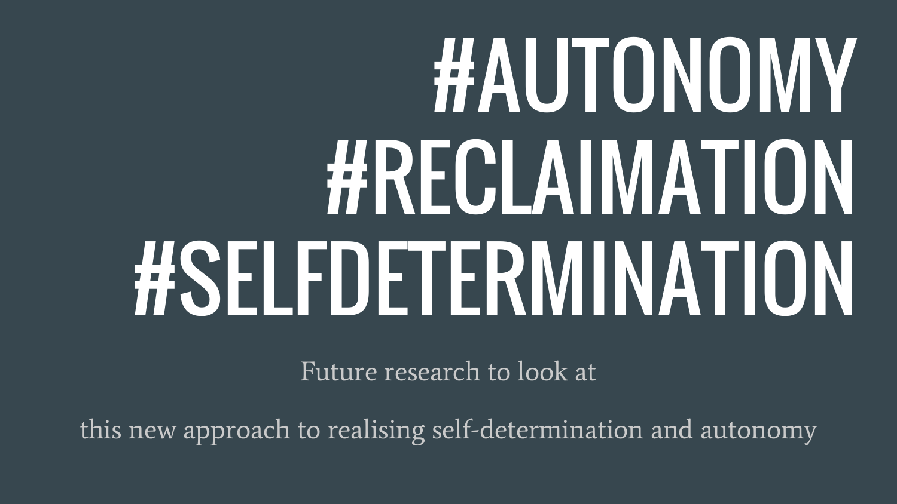# #AUTONOMY #RECLAIMATION #SELFDETERMINATION

Future research to look at

this new approach to realising self-determination and autonomy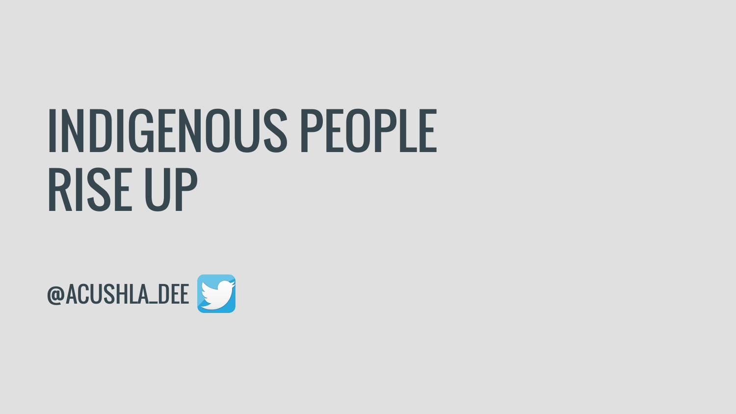# INDIGENOUS PEOPLE RISE UP

@ACUSHLA_DEE